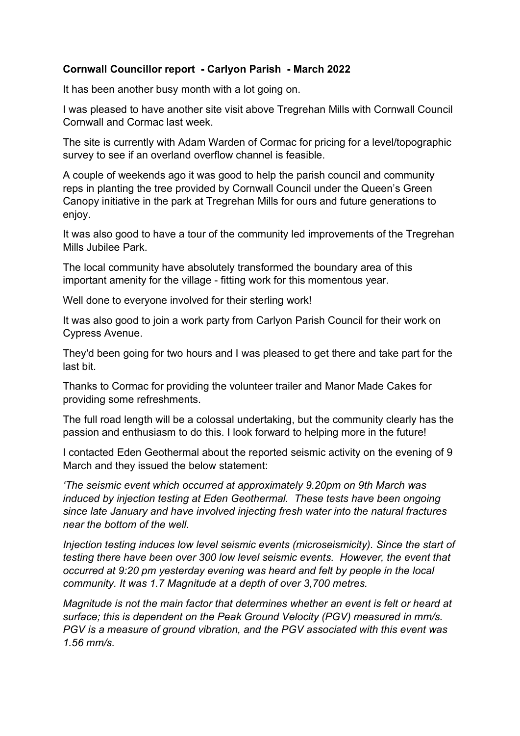**Cornwall Councillor report - Carlyon Parish - March 2022**

It has been another busy month with a lot going on.

I was pleased to have another site visit above Tregrehan Mills with Cornwall Council Cornwall and Cormac last week.

The site is currently with Adam Warden of Cormac for pricing for a level/topographic survey to see if an overland overflow channel is feasible.

A couple of weekends ago it was good to help the parish council and community reps in planting the tree provided by Cornwall Council under the Queen's Green Canopy initiative in the park at Tregrehan Mills for ours and future generations to enjoy.

It was also good to have a tour of the community led improvements of the Tregrehan Mills Jubilee Park.

The local community have absolutely transformed the boundary area of this important amenity for the village - fitting work for this momentous year.

Well done to everyone involved for their sterling work!

It was also good to join a work party from Carlyon Parish Council for their work on Cypress Avenue.

They'd been going for two hours and I was pleased to get there and take part for the last bit.

Thanks to Cormac for providing the volunteer trailer and Manor Made Cakes for providing some refreshments.

The full road length will be a colossal undertaking, but the community clearly has the passion and enthusiasm to do this. I look forward to helping more in the future!

I contacted Eden Geothermal about the reported seismic activity on the evening of 9 March and they issued the below statement:

*'The seismic event which occurred at approximately 9.20pm on 9th March was induced by injection testing at Eden Geothermal. These tests have been ongoing since late January and have involved injecting fresh water into the natural fractures near the bottom of the well.*

*Injection testing induces low level seismic events (microseismicity). Since the start of testing there have been over 300 low level seismic events. However, the event that occurred at 9:20 pm yesterday evening was heard and felt by people in the local community. It was 1.7 Magnitude at a depth of over 3,700 metres.*

*Magnitude is not the main factor that determines whether an event is felt or heard at surface; this is dependent on the Peak Ground Velocity (PGV) measured in mm/s. PGV is a measure of ground vibration, and the PGV associated with this event was 1.56 mm/s.*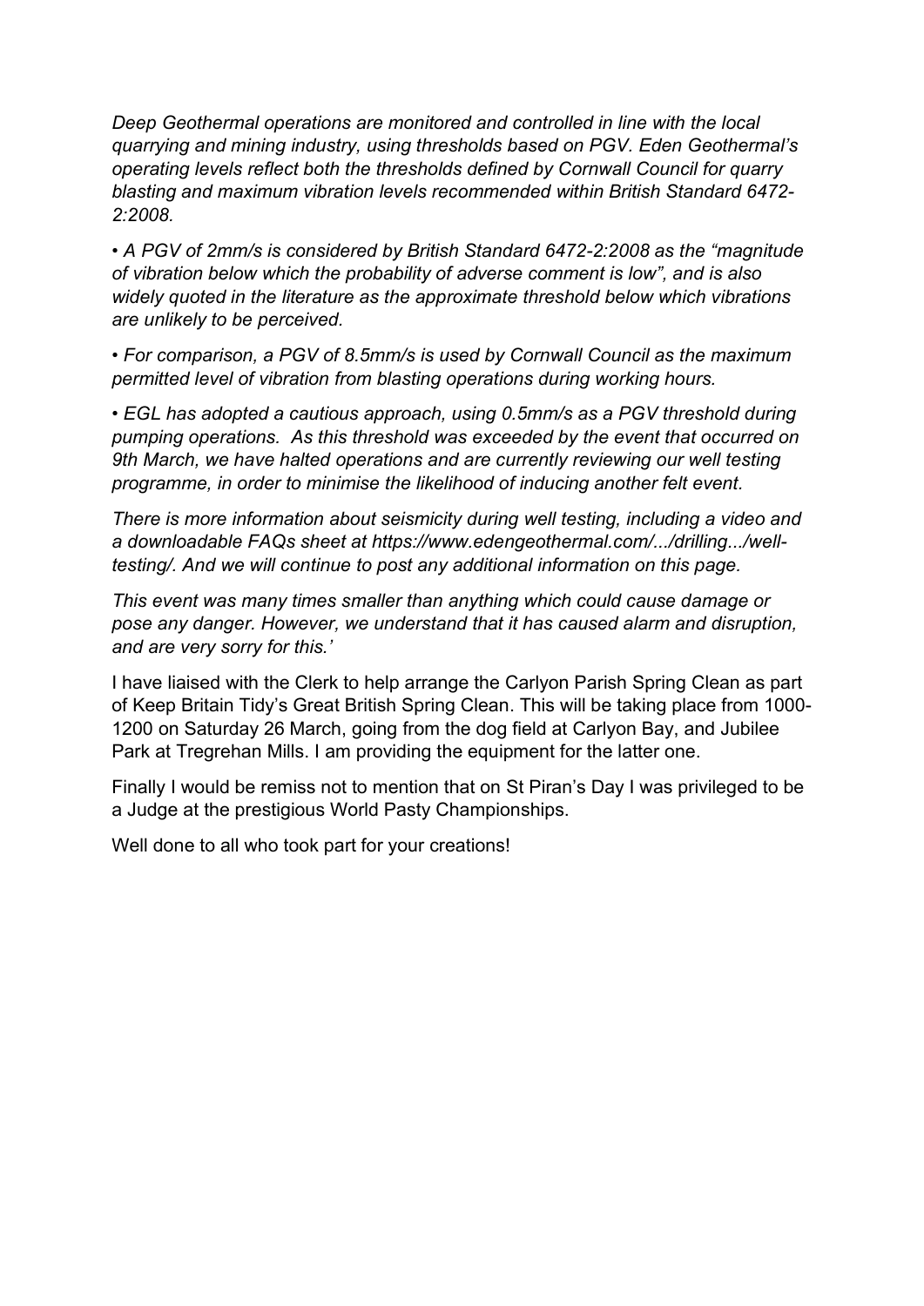*Deep Geothermal operations are monitored and controlled in line with the local quarrying and mining industry, using thresholds based on PGV. Eden Geothermal's operating levels reflect both the thresholds defined by Cornwall Council for quarry blasting and maximum vibration levels recommended within British Standard 6472-2:2008.*

*• A PGV of 2mm/s is considered by British Standard 6472-2:2008 as the "magnitude of vibration below which the probability of adverse comment is low", and is also widely quoted in the literature as the approximate threshold below which vibrations are unlikely to be perceived.*

*• For comparison, a PGV of 8.5mm/s is used by Cornwall Council as the maximum permitted level of vibration from blasting operations during working hours.*

*• EGL has adopted a cautious approach, using 0.5mm/s as a PGV threshold during pumping operations. As this threshold was exceeded by the event that occurred on 9th March, we have halted operations and are currently reviewing our well testing programme, in order to minimise the likelihood of inducing another felt event.*

*There is more information about seismicity during well testing, including a video and a downloadable FAQs sheet at https://www.edengeothermal.com/.../drilling.../well-testing/. And we will continue to post any additional information on this page.*

*This event was many times smaller than anything which could cause damage or pose any danger. However, we understand that it has caused alarm and disruption, and are very sorry for this.'*

I have liaised with the Clerk to help arrange the Carlyon Parish Spring Clean as part of Keep Britain Tidy's Great British Spring Clean. This will be taking place from 1000-1200 on Saturday 26 March, going from the dog field at Carlyon Bay, and Jubilee Park at Tregrehan Mills. I am providing the equipment for the latter one.

Finally I would be remiss not to mention that on St Piran's Day I was privileged to be a Judge at the prestigious World Pasty Championships.

Well done to all who took part for your creations!